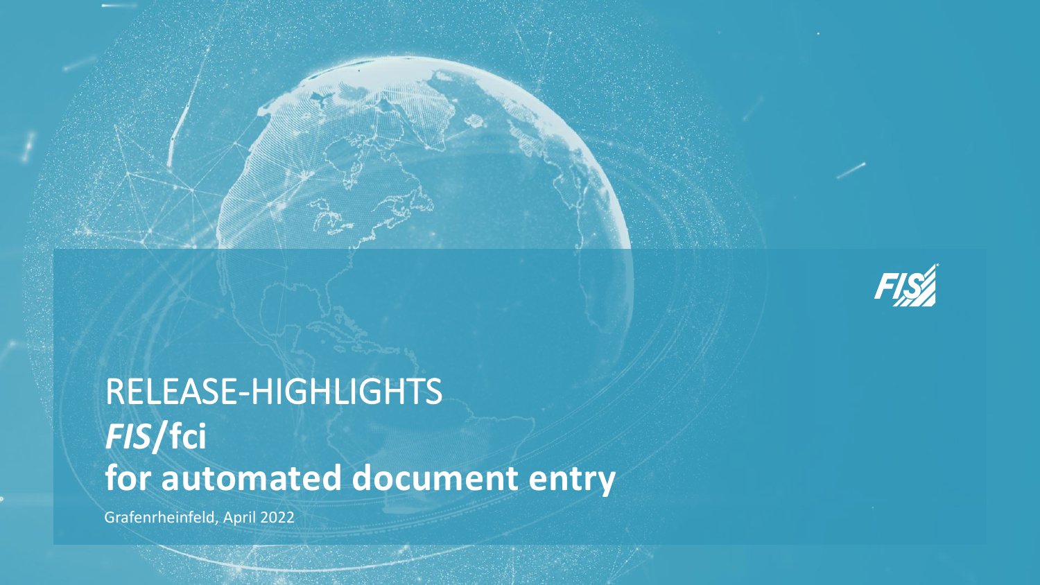# RELEASE-HIGHLIGHTS
# *FIS*/**fci**
# **for automated document entry**

Grafenrheinfeld, April 2022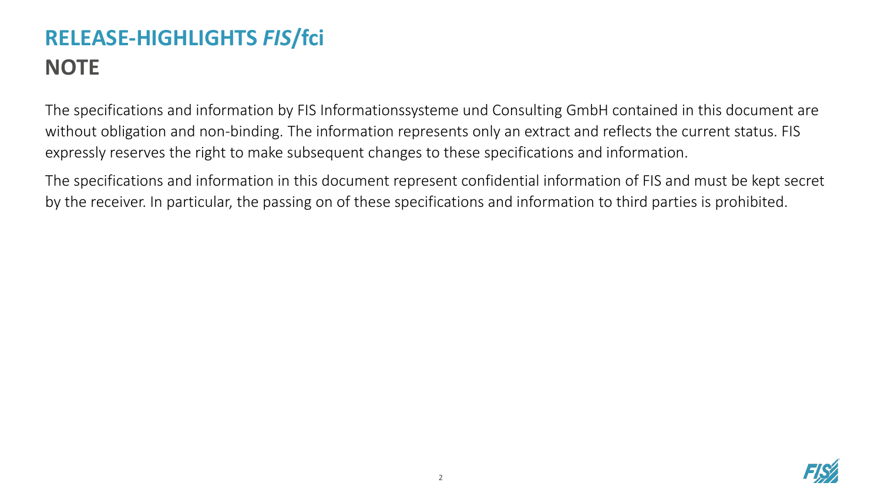# RELEASE-HIGHLIGHTS *FIS*/fci

## NOTE

The specifications and information by FIS Informationssysteme und Consulting GmbH contained in this document are without obligation and non-binding. The information represents only an extract and reflects the current status. FIS expressly reserves the right to make subsequent changes to these specifications and information.

The specifications and information in this document represent confidential information of FIS and must be kept secret by the receiver. In particular, the passing on of these specifications and information to third parties is prohibited.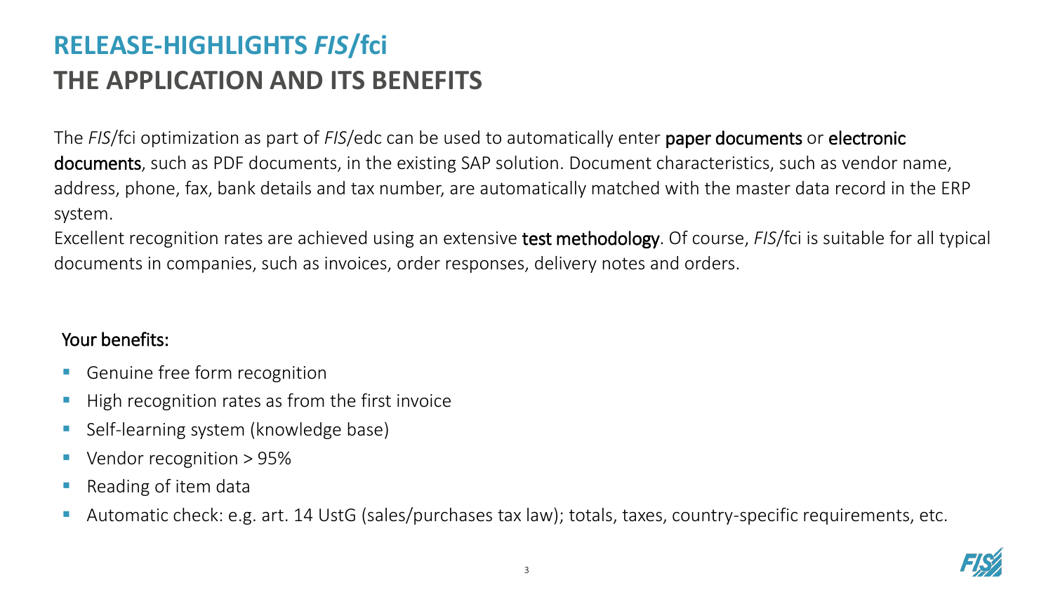# RELEASE-HIGHLIGHTS *FIS*/fci

## THE APPLICATION AND ITS BENEFITS

The *FIS*/fci optimization as part of *FIS*/edc can be used to automatically enter paper documents or electronic documents, such as PDF documents, in the existing SAP solution. Document characteristics, such as vendor name, address, phone, fax, bank details and tax number, are automatically matched with the master data record in the ERP system.

Excellent recognition rates are achieved using an extensive test methodology. Of course, *FIS*/fci is suitable for all typical documents in companies, such as invoices, order responses, delivery notes and orders.

Your benefits:

- Genuine free form recognition
- High recognition rates as from the first invoice
- Self-learning system (knowledge base)
- Vendor recognition > 95%
- Reading of item data
- Automatic check: e.g. art. 14 UstG (sales/purchases tax law); totals, taxes, country-specific requirements, etc.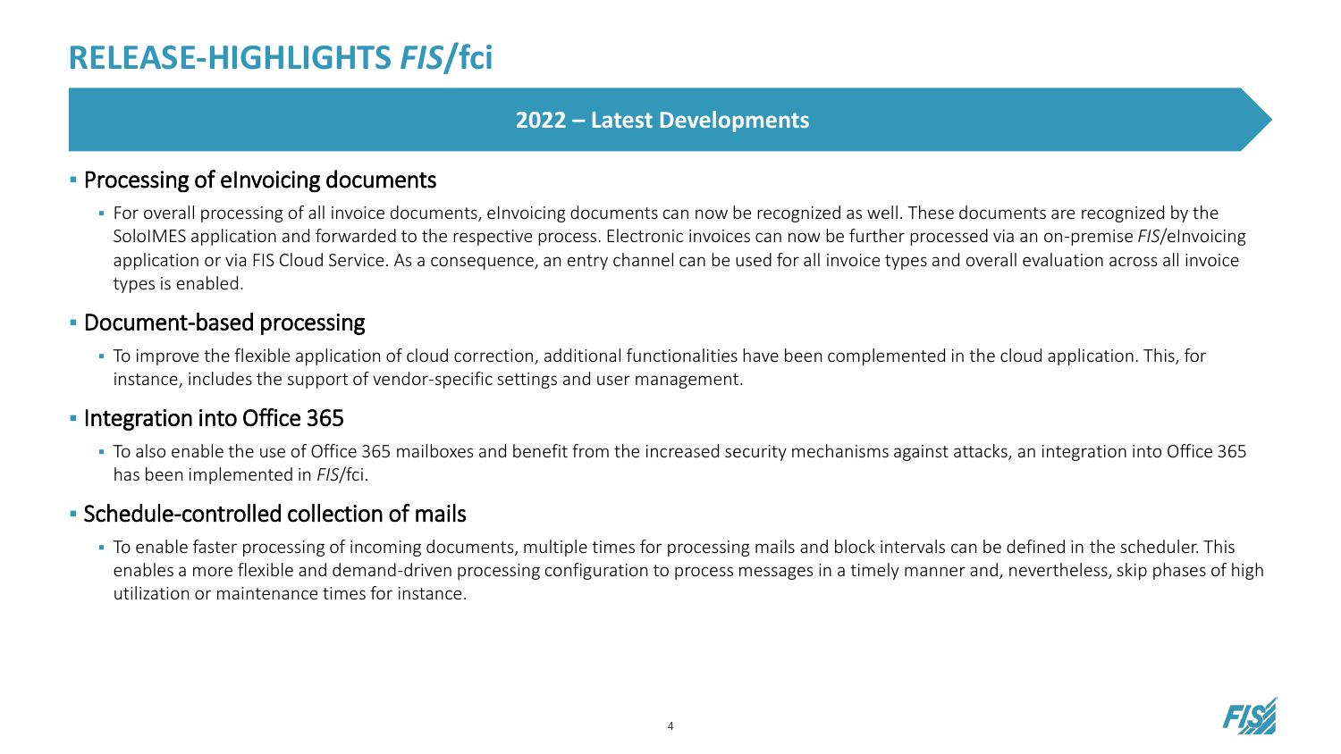# RELEASE-HIGHLIGHTS *FIS*/fci

## 2022 – Latest Developments

- Processing of eInvoicing documents
  - For overall processing of all invoice documents, eInvoicing documents can now be recognized as well. These documents are recognized by the SoloIMES application and forwarded to the respective process. Electronic invoices can now be further processed via an on-premise *FIS*/eInvoicing application or via FIS Cloud Service. As a consequence, an entry channel can be used for all invoice types and overall evaluation across all invoice types is enabled.
- Document-based processing
  - To improve the flexible application of cloud correction, additional functionalities have been complemented in the cloud application. This, for instance, includes the support of vendor-specific settings and user management.
- Integration into Office 365
  - To also enable the use of Office 365 mailboxes and benefit from the increased security mechanisms against attacks, an integration into Office 365 has been implemented in *FIS*/fci.
- Schedule-controlled collection of mails
  - To enable faster processing of incoming documents, multiple times for processing mails and block intervals can be defined in the scheduler. This enables a more flexible and demand-driven processing configuration to process messages in a timely manner and, nevertheless, skip phases of high utilization or maintenance times for instance.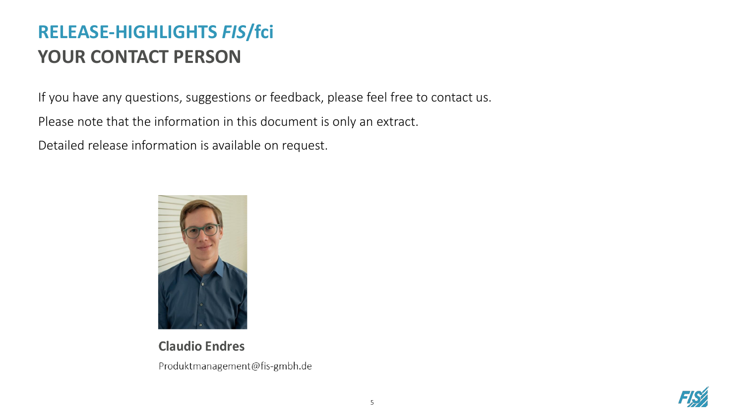# RELEASE-HIGHLIGHTS *FIS*/fci
## YOUR CONTACT PERSON

If you have any questions, suggestions or feedback, please feel free to contact us.

Please note that the information in this document is only an extract.

Detailed release information is available on request.

**Claudio Endres**

Produktmanagement@fis-gmbh.de